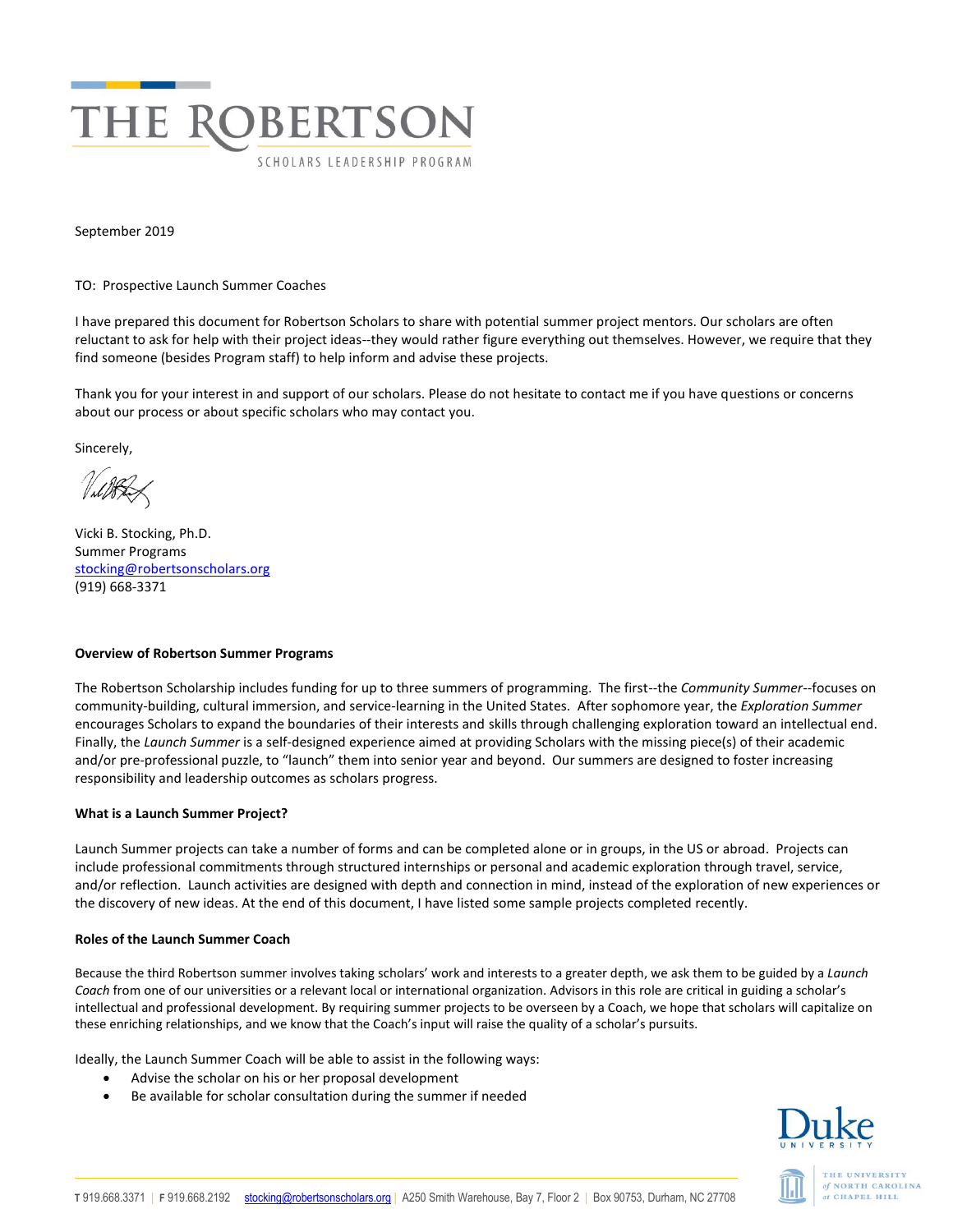# THE ROBERTSON

SCHOLARS LEADERSHIP PROGRAM

September 2019

TO: Prospective Launch Summer Coaches

I have prepared this document for Robertson Scholars to share with potential summer project mentors. Our scholars are often reluctant to ask for help with their project ideas--they would rather figure everything out themselves. However, we require that they find someone (besides Program staff) to help inform and advise these projects.

Thank you for your interest in and support of our scholars. Please do not hesitate to contact me if you have questions or concerns about our process or about specific scholars who may contact you.

Sincerely,

Vicki B. Stocking, Ph.D.
Summer Programs
stocking@robertsonscholars.org
(919) 668-3371

**Overview of Robertson Summer Programs**

The Robertson Scholarship includes funding for up to three summers of programming. The first--the *Community Summer*--focuses on community-building, cultural immersion, and service-learning in the United States. After sophomore year, the *Exploration Summer* encourages Scholars to expand the boundaries of their interests and skills through challenging exploration toward an intellectual end. Finally, the *Launch Summer* is a self-designed experience aimed at providing Scholars with the missing piece(s) of their academic and/or pre-professional puzzle, to "launch" them into senior year and beyond. Our summers are designed to foster increasing responsibility and leadership outcomes as scholars progress.

**What is a Launch Summer Project?**

Launch Summer projects can take a number of forms and can be completed alone or in groups, in the US or abroad. Projects can include professional commitments through structured internships or personal and academic exploration through travel, service, and/or reflection. Launch activities are designed with depth and connection in mind, instead of the exploration of new experiences or the discovery of new ideas. At the end of this document, I have listed some sample projects completed recently.

**Roles of the Launch Summer Coach**

Because the third Robertson summer involves taking scholars' work and interests to a greater depth, we ask them to be guided by a *Launch Coach* from one of our universities or a relevant local or international organization. Advisors in this role are critical in guiding a scholar's intellectual and professional development. By requiring summer projects to be overseen by a Coach, we hope that scholars will capitalize on these enriching relationships, and we know that the Coach's input will raise the quality of a scholar's pursuits.

Ideally, the Launch Summer Coach will be able to assist in the following ways:

- Advise the scholar on his or her proposal development
- Be available for scholar consultation during the summer if needed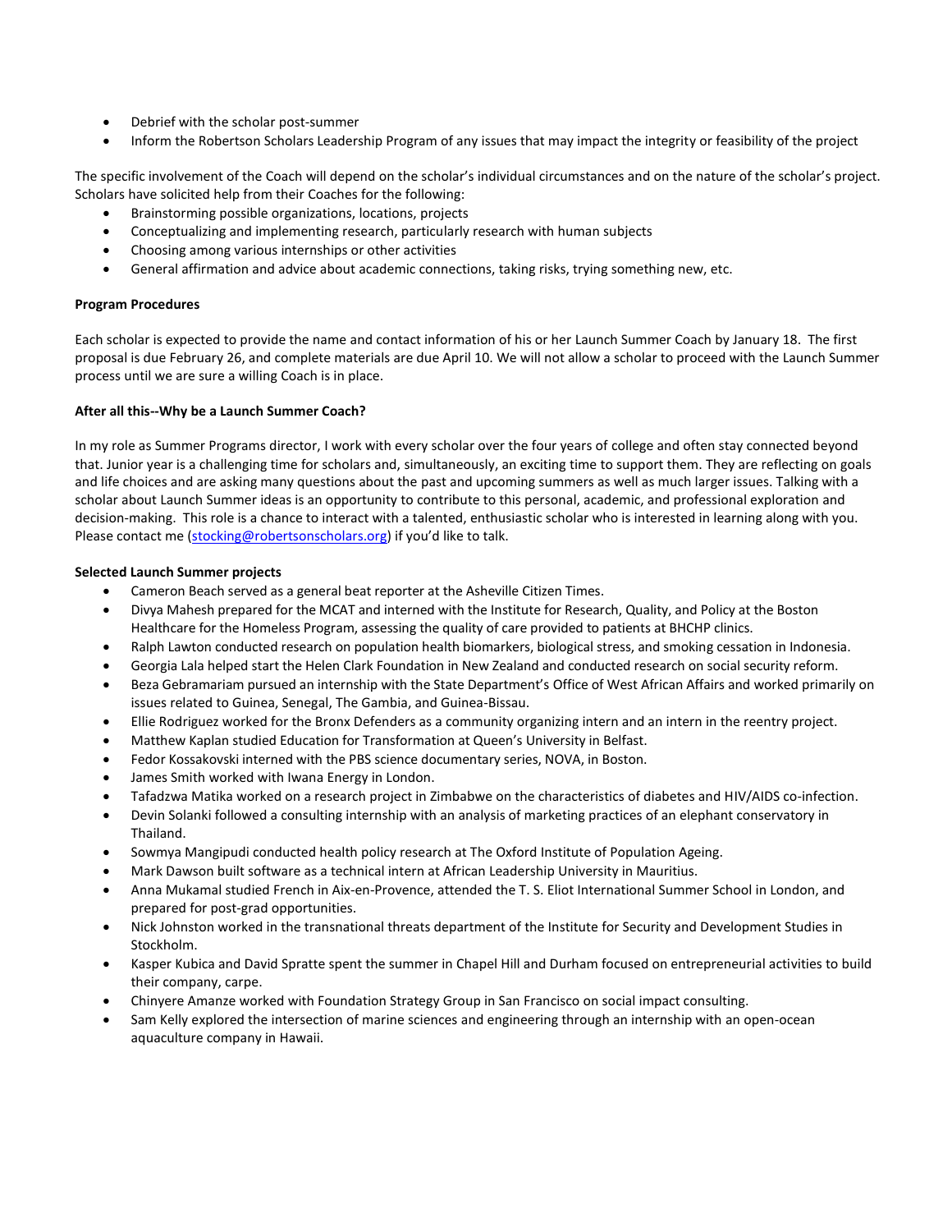- Debrief with the scholar post-summer
- Inform the Robertson Scholars Leadership Program of any issues that may impact the integrity or feasibility of the project

The specific involvement of the Coach will depend on the scholar's individual circumstances and on the nature of the scholar's project. Scholars have solicited help from their Coaches for the following:

- Brainstorming possible organizations, locations, projects
- Conceptualizing and implementing research, particularly research with human subjects
- Choosing among various internships or other activities
- General affirmation and advice about academic connections, taking risks, trying something new, etc.

**Program Procedures**

Each scholar is expected to provide the name and contact information of his or her Launch Summer Coach by January 18. The first proposal is due February 26, and complete materials are due April 10. We will not allow a scholar to proceed with the Launch Summer process until we are sure a willing Coach is in place.

**After all this--Why be a Launch Summer Coach?**

In my role as Summer Programs director, I work with every scholar over the four years of college and often stay connected beyond that. Junior year is a challenging time for scholars and, simultaneously, an exciting time to support them. They are reflecting on goals and life choices and are asking many questions about the past and upcoming summers as well as much larger issues. Talking with a scholar about Launch Summer ideas is an opportunity to contribute to this personal, academic, and professional exploration and decision-making. This role is a chance to interact with a talented, enthusiastic scholar who is interested in learning along with you. Please contact me (stocking@robertsonscholars.org) if you'd like to talk.

**Selected Launch Summer projects**

- Cameron Beach served as a general beat reporter at the Asheville Citizen Times.
- Divya Mahesh prepared for the MCAT and interned with the Institute for Research, Quality, and Policy at the Boston Healthcare for the Homeless Program, assessing the quality of care provided to patients at BHCHP clinics.
- Ralph Lawton conducted research on population health biomarkers, biological stress, and smoking cessation in Indonesia.
- Georgia Lala helped start the Helen Clark Foundation in New Zealand and conducted research on social security reform.
- Beza Gebramariam pursued an internship with the State Department's Office of West African Affairs and worked primarily on issues related to Guinea, Senegal, The Gambia, and Guinea-Bissau.
- Ellie Rodriguez worked for the Bronx Defenders as a community organizing intern and an intern in the reentry project.
- Matthew Kaplan studied Education for Transformation at Queen's University in Belfast.
- Fedor Kossakovski interned with the PBS science documentary series, NOVA, in Boston.
- James Smith worked with Iwana Energy in London.
- Tafadzwa Matika worked on a research project in Zimbabwe on the characteristics of diabetes and HIV/AIDS co-infection.
- Devin Solanki followed a consulting internship with an analysis of marketing practices of an elephant conservatory in Thailand.
- Sowmya Mangipudi conducted health policy research at The Oxford Institute of Population Ageing.
- Mark Dawson built software as a technical intern at African Leadership University in Mauritius.
- Anna Mukamal studied French in Aix-en-Provence, attended the T. S. Eliot International Summer School in London, and prepared for post-grad opportunities.
- Nick Johnston worked in the transnational threats department of the Institute for Security and Development Studies in Stockholm.
- Kasper Kubica and David Spratte spent the summer in Chapel Hill and Durham focused on entrepreneurial activities to build their company, carpe.
- Chinyere Amanze worked with Foundation Strategy Group in San Francisco on social impact consulting.
- Sam Kelly explored the intersection of marine sciences and engineering through an internship with an open-ocean aquaculture company in Hawaii.